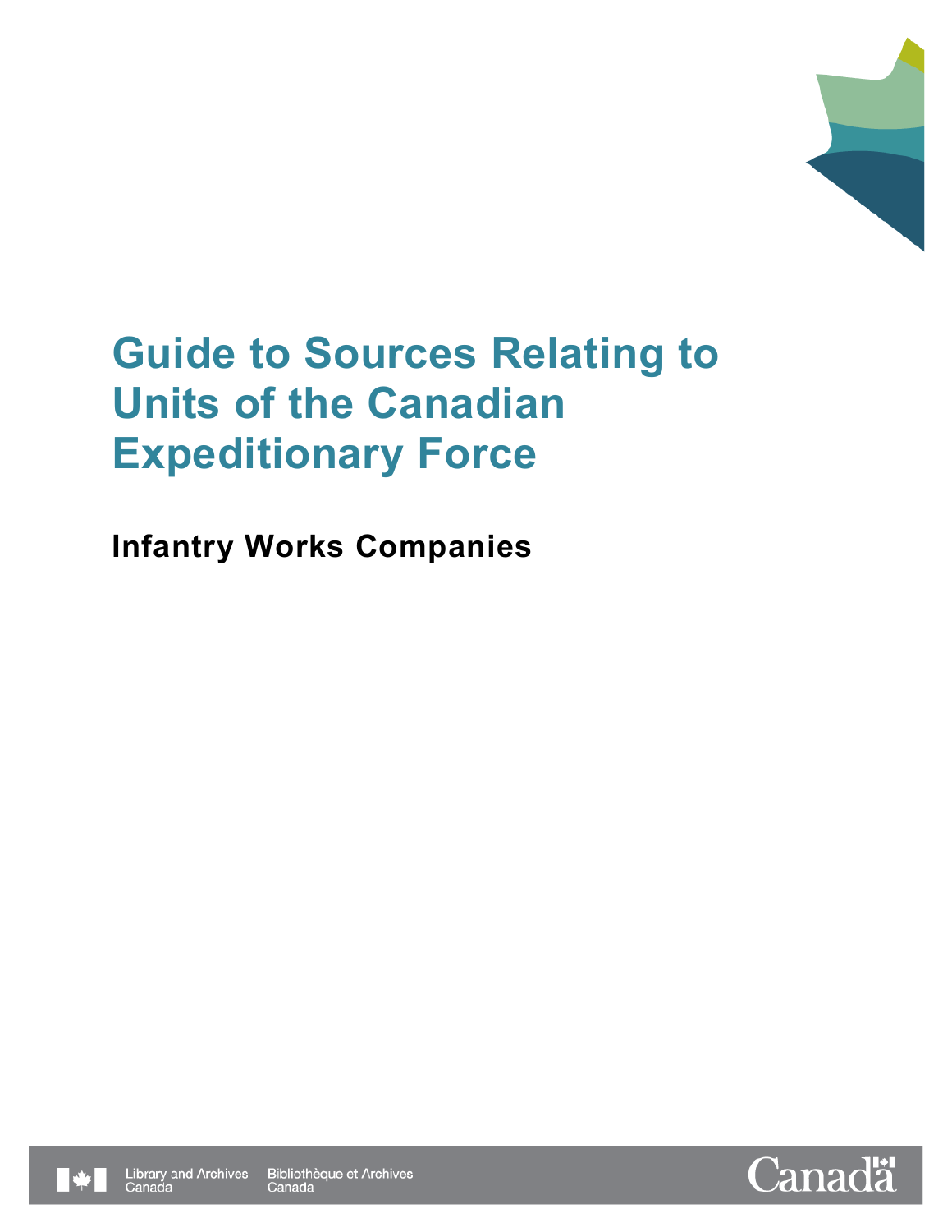# Guide to Sources Relating to Units of the Canadian Expeditionary Force

## Infantry Works Companies

Library and Archives Canada Bibliothèque et Archives Canada

Canada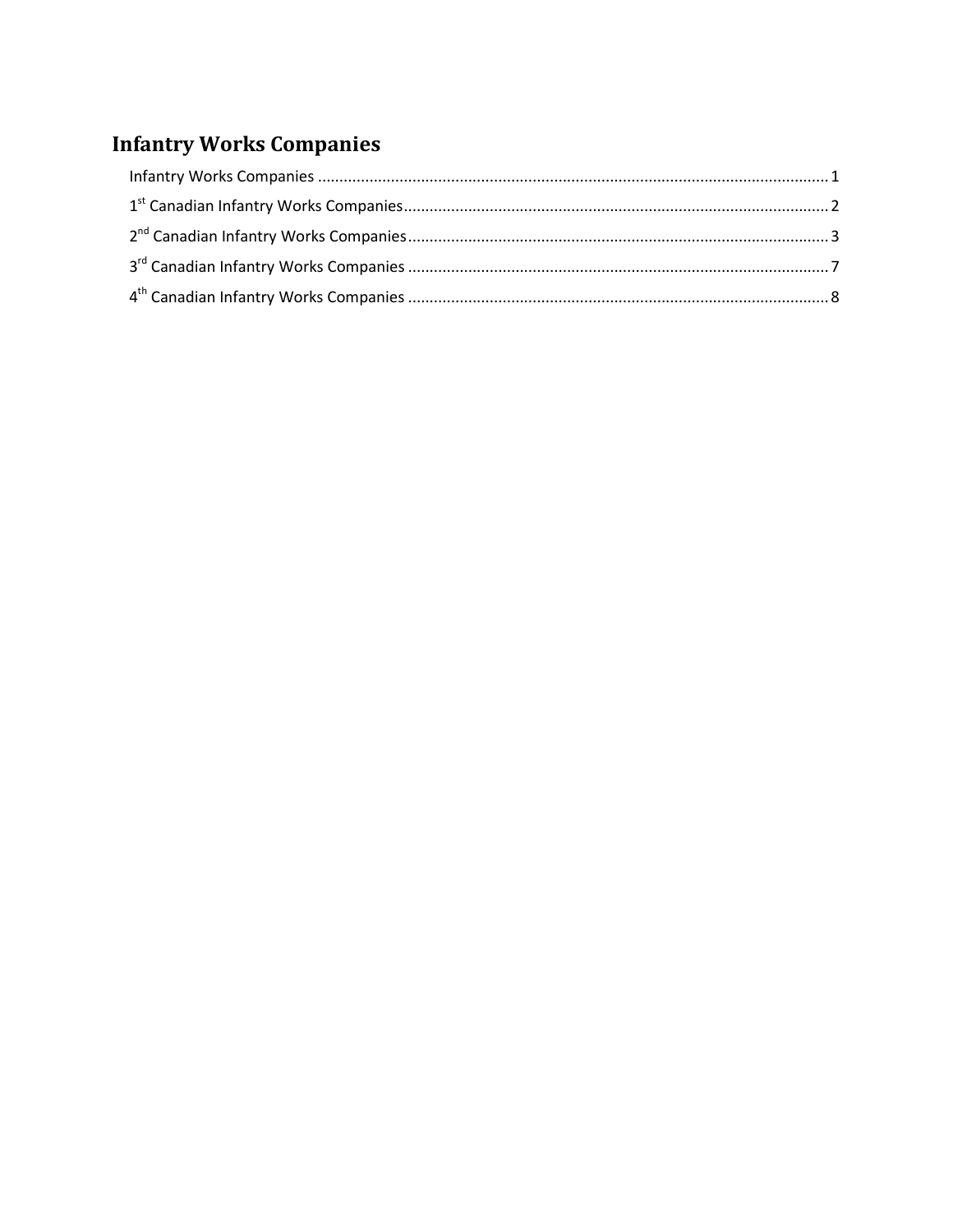# Infantry Works Companies

Infantry Works Companies ........................................................................................................................ 1

1st Canadian Infantry Works Companies................................................................................................... 2

2nd Canadian Infantry Works Companies.................................................................................................. 3

3rd Canadian Infantry Works Companies .................................................................................................. 7

4th Canadian Infantry Works Companies .................................................................................................. 8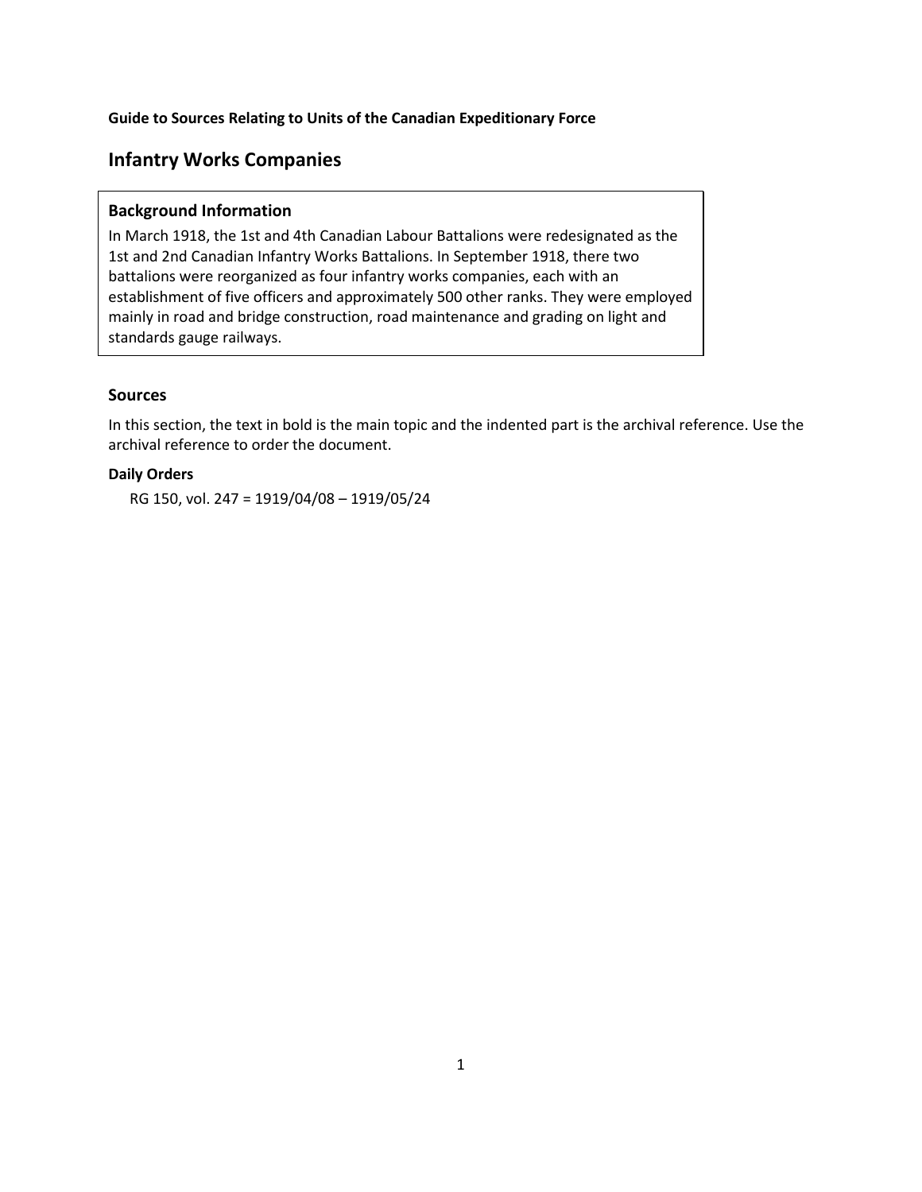**Guide to Sources Relating to Units of the Canadian Expeditionary Force**

# Infantry Works Companies

### Background Information

In March 1918, the 1st and 4th Canadian Labour Battalions were redesignated as the 1st and 2nd Canadian Infantry Works Battalions. In September 1918, there two battalions were reorganized as four infantry works companies, each with an establishment of five officers and approximately 500 other ranks. They were employed mainly in road and bridge construction, road maintenance and grading on light and standards gauge railways.

## Sources

In this section, the text in bold is the main topic and the indented part is the archival reference. Use the archival reference to order the document.

**Daily Orders**

RG 150, vol. 247 = 1919/04/08 – 1919/05/24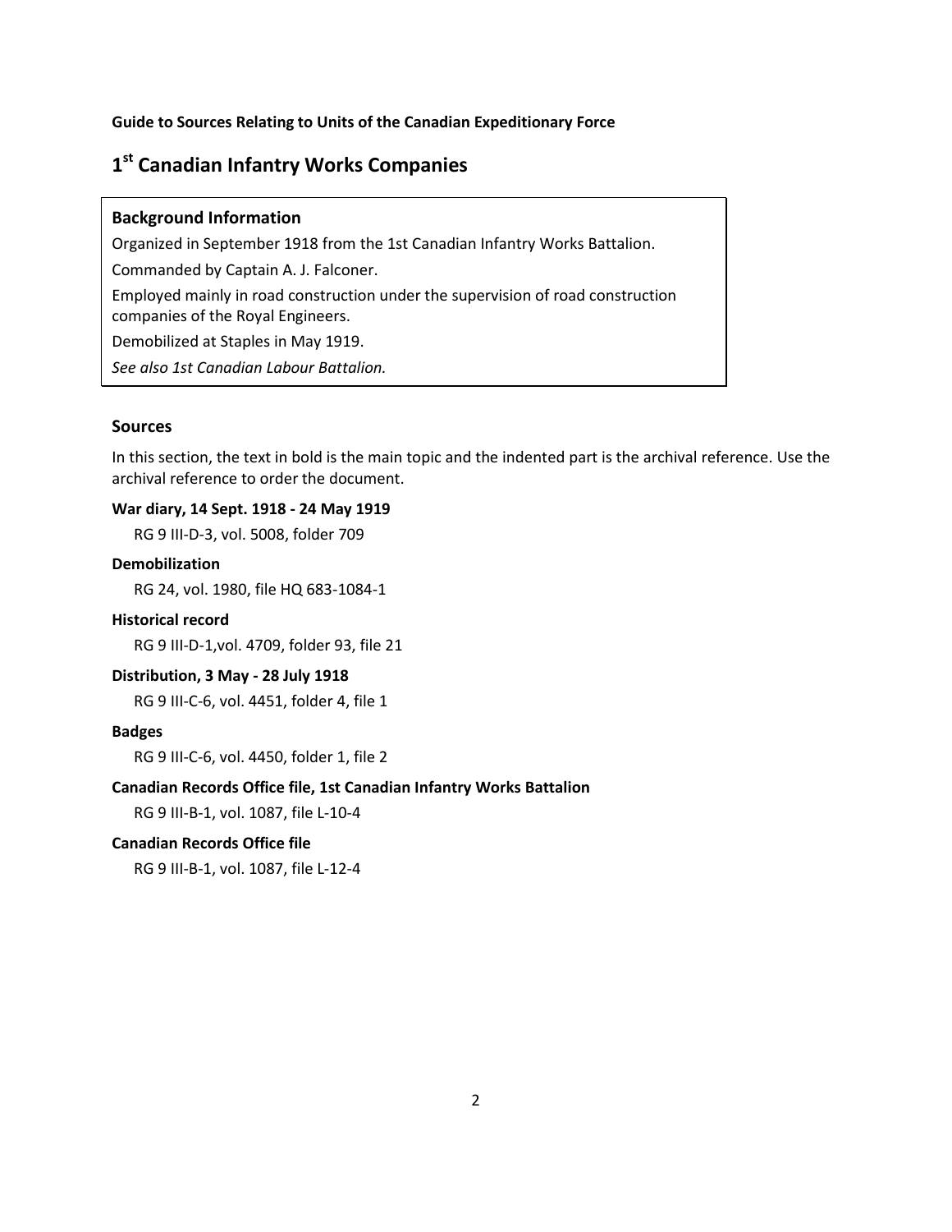**Guide to Sources Relating to Units of the Canadian Expeditionary Force**

# 1st Canadian Infantry Works Companies

### Background Information

Organized in September 1918 from the 1st Canadian Infantry Works Battalion.

Commanded by Captain A. J. Falconer.

Employed mainly in road construction under the supervision of road construction companies of the Royal Engineers.

Demobilized at Staples in May 1919.

*See also 1st Canadian Labour Battalion.*

## Sources

In this section, the text in bold is the main topic and the indented part is the archival reference. Use the archival reference to order the document.

**War diary, 14 Sept. 1918 - 24 May 1919**

RG 9 III-D-3, vol. 5008, folder 709

**Demobilization**

RG 24, vol. 1980, file HQ 683-1084-1

**Historical record**

RG 9 III-D-1,vol. 4709, folder 93, file 21

**Distribution, 3 May - 28 July 1918**

RG 9 III-C-6, vol. 4451, folder 4, file 1

**Badges**

RG 9 III-C-6, vol. 4450, folder 1, file 2

**Canadian Records Office file, 1st Canadian Infantry Works Battalion**

RG 9 III-B-1, vol. 1087, file L-10-4

**Canadian Records Office file**

RG 9 III-B-1, vol. 1087, file L-12-4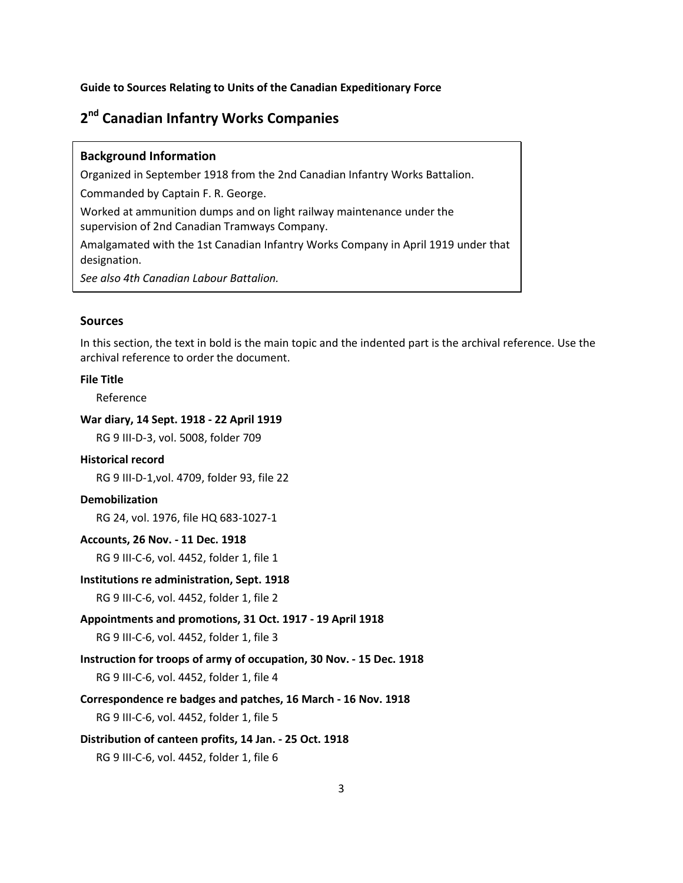**Guide to Sources Relating to Units of the Canadian Expeditionary Force**

# 2nd Canadian Infantry Works Companies

### Background Information

Organized in September 1918 from the 2nd Canadian Infantry Works Battalion.

Commanded by Captain F. R. George.

Worked at ammunition dumps and on light railway maintenance under the supervision of 2nd Canadian Tramways Company.

Amalgamated with the 1st Canadian Infantry Works Company in April 1919 under that designation.

*See also 4th Canadian Labour Battalion.*

### Sources

In this section, the text in bold is the main topic and the indented part is the archival reference. Use the archival reference to order the document.

**File Title**

  Reference

**War diary, 14 Sept. 1918 - 22 April 1919**

  RG 9 III-D-3, vol. 5008, folder 709

**Historical record**

  RG 9 III-D-1,vol. 4709, folder 93, file 22

**Demobilization**

  RG 24, vol. 1976, file HQ 683-1027-1

**Accounts, 26 Nov. - 11 Dec. 1918**

  RG 9 III-C-6, vol. 4452, folder 1, file 1

**Institutions re administration, Sept. 1918**

  RG 9 III-C-6, vol. 4452, folder 1, file 2

**Appointments and promotions, 31 Oct. 1917 - 19 April 1918**

  RG 9 III-C-6, vol. 4452, folder 1, file 3

**Instruction for troops of army of occupation, 30 Nov. - 15 Dec. 1918**

  RG 9 III-C-6, vol. 4452, folder 1, file 4

**Correspondence re badges and patches, 16 March - 16 Nov. 1918**

  RG 9 III-C-6, vol. 4452, folder 1, file 5

**Distribution of canteen profits, 14 Jan. - 25 Oct. 1918**

  RG 9 III-C-6, vol. 4452, folder 1, file 6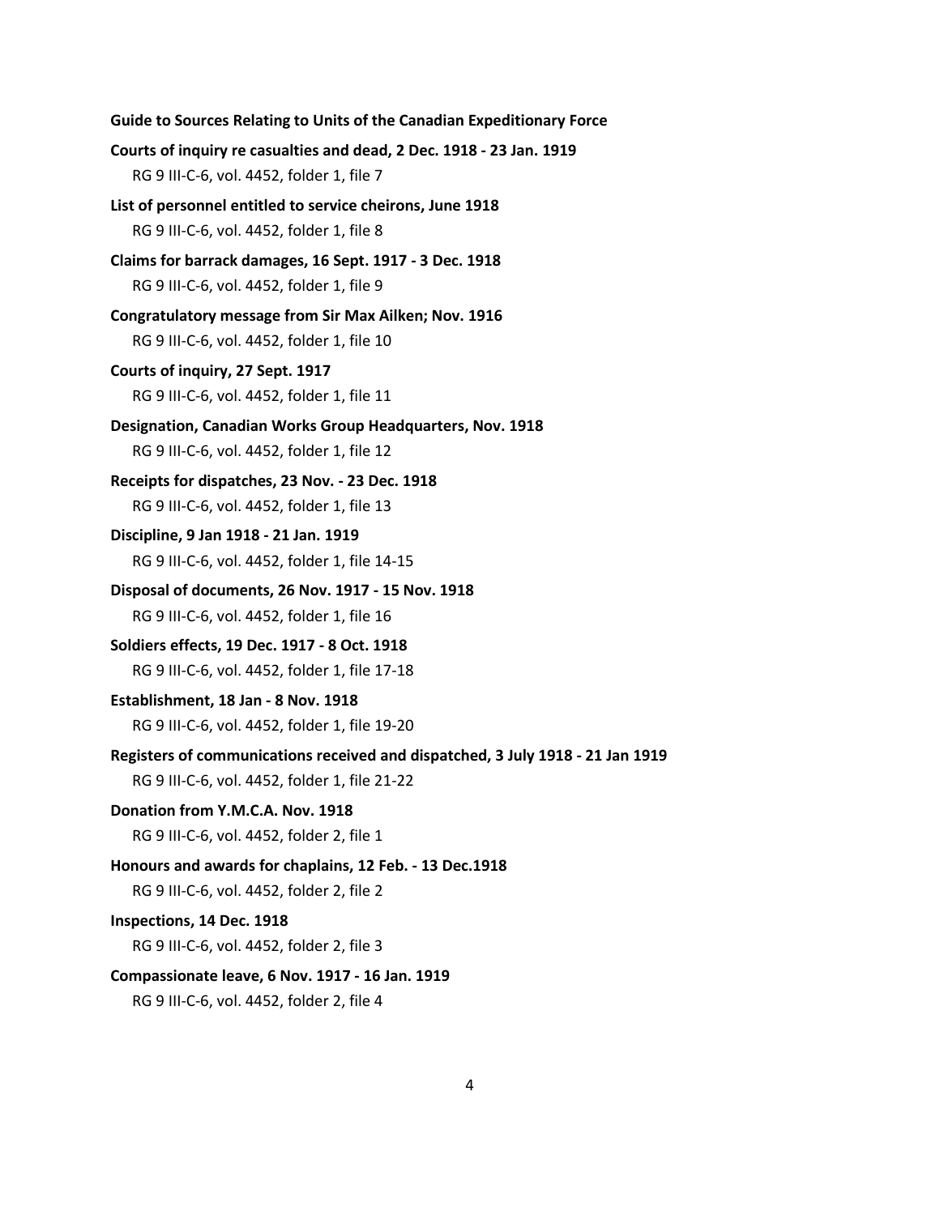**Courts of inquiry re casualties and dead, 2 Dec. 1918 - 23 Jan. 1919**
RG 9 III-C-6, vol. 4452, folder 1, file 7

**List of personnel entitled to service cheirons, June 1918**
RG 9 III-C-6, vol. 4452, folder 1, file 8

**Claims for barrack damages, 16 Sept. 1917 - 3 Dec. 1918**
RG 9 III-C-6, vol. 4452, folder 1, file 9

**Congratulatory message from Sir Max Ailken; Nov. 1916**
RG 9 III-C-6, vol. 4452, folder 1, file 10

**Courts of inquiry, 27 Sept. 1917**
RG 9 III-C-6, vol. 4452, folder 1, file 11

**Designation, Canadian Works Group Headquarters, Nov. 1918**
RG 9 III-C-6, vol. 4452, folder 1, file 12

**Receipts for dispatches, 23 Nov. - 23 Dec. 1918**
RG 9 III-C-6, vol. 4452, folder 1, file 13

**Discipline, 9 Jan 1918 - 21 Jan. 1919**
RG 9 III-C-6, vol. 4452, folder 1, file 14-15

**Disposal of documents, 26 Nov. 1917 - 15 Nov. 1918**
RG 9 III-C-6, vol. 4452, folder 1, file 16

**Soldiers effects, 19 Dec. 1917 - 8 Oct. 1918**
RG 9 III-C-6, vol. 4452, folder 1, file 17-18

**Establishment, 18 Jan - 8 Nov. 1918**
RG 9 III-C-6, vol. 4452, folder 1, file 19-20

**Registers of communications received and dispatched, 3 July 1918 - 21 Jan 1919**
RG 9 III-C-6, vol. 4452, folder 1, file 21-22

**Donation from Y.M.C.A. Nov. 1918**
RG 9 III-C-6, vol. 4452, folder 2, file 1

**Honours and awards for chaplains, 12 Feb. - 13 Dec.1918**
RG 9 III-C-6, vol. 4452, folder 2, file 2

**Inspections, 14 Dec. 1918**
RG 9 III-C-6, vol. 4452, folder 2, file 3

**Compassionate leave, 6 Nov. 1917 - 16 Jan. 1919**
RG 9 III-C-6, vol. 4452, folder 2, file 4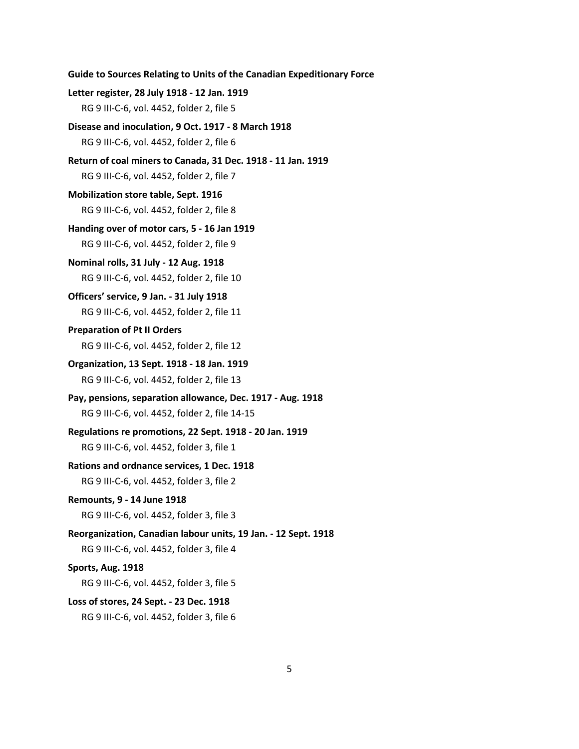**Letter register, 28 July 1918 - 12 Jan. 1919**

RG 9 III-C-6, vol. 4452, folder 2, file 5

**Disease and inoculation, 9 Oct. 1917 - 8 March 1918**

RG 9 III-C-6, vol. 4452, folder 2, file 6

**Return of coal miners to Canada, 31 Dec. 1918 - 11 Jan. 1919**

RG 9 III-C-6, vol. 4452, folder 2, file 7

**Mobilization store table, Sept. 1916**

RG 9 III-C-6, vol. 4452, folder 2, file 8

**Handing over of motor cars, 5 - 16 Jan 1919**

RG 9 III-C-6, vol. 4452, folder 2, file 9

**Nominal rolls, 31 July - 12 Aug. 1918**

RG 9 III-C-6, vol. 4452, folder 2, file 10

**Officers' service, 9 Jan. - 31 July 1918**

RG 9 III-C-6, vol. 4452, folder 2, file 11

**Preparation of Pt II Orders**

RG 9 III-C-6, vol. 4452, folder 2, file 12

**Organization, 13 Sept. 1918 - 18 Jan. 1919**

RG 9 III-C-6, vol. 4452, folder 2, file 13

**Pay, pensions, separation allowance, Dec. 1917 - Aug. 1918**

RG 9 III-C-6, vol. 4452, folder 2, file 14-15

**Regulations re promotions, 22 Sept. 1918 - 20 Jan. 1919**

RG 9 III-C-6, vol. 4452, folder 3, file 1

**Rations and ordnance services, 1 Dec. 1918**

RG 9 III-C-6, vol. 4452, folder 3, file 2

**Remounts, 9 - 14 June 1918**

RG 9 III-C-6, vol. 4452, folder 3, file 3

**Reorganization, Canadian labour units, 19 Jan. - 12 Sept. 1918**

RG 9 III-C-6, vol. 4452, folder 3, file 4

**Sports, Aug. 1918**

RG 9 III-C-6, vol. 4452, folder 3, file 5

**Loss of stores, 24 Sept. - 23 Dec. 1918**

RG 9 III-C-6, vol. 4452, folder 3, file 6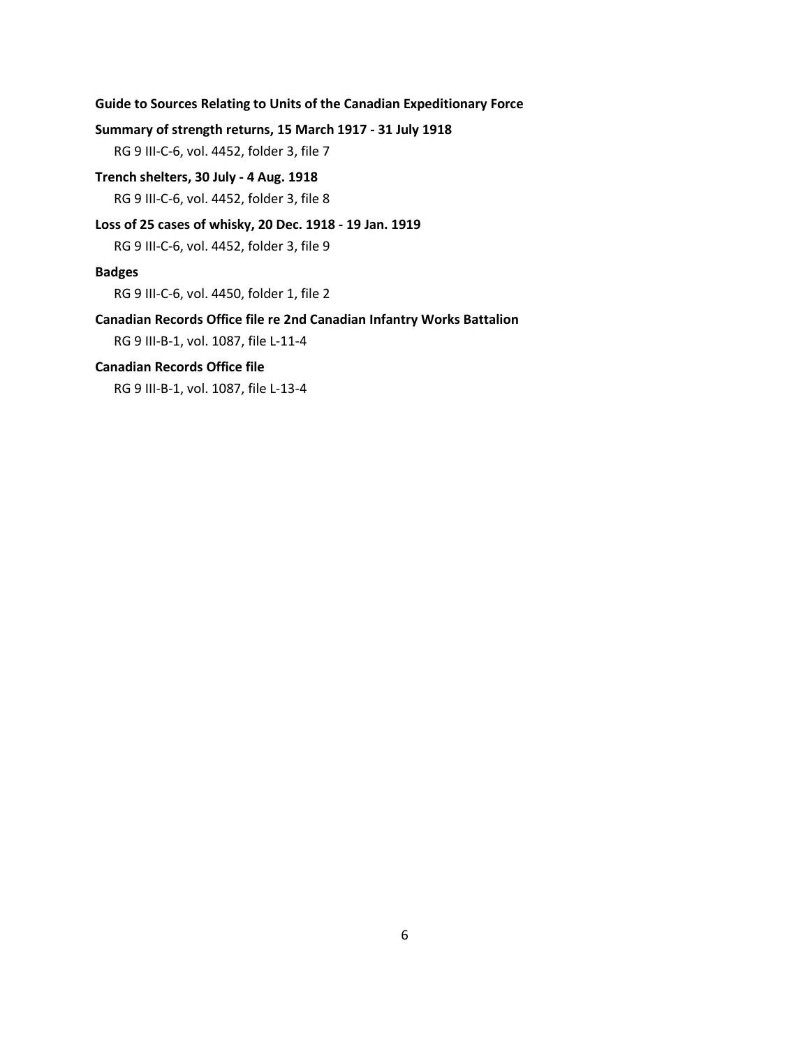**Summary of strength returns, 15 March 1917 - 31 July 1918**

RG 9 III-C-6, vol. 4452, folder 3, file 7

**Trench shelters, 30 July - 4 Aug. 1918**

RG 9 III-C-6, vol. 4452, folder 3, file 8

**Loss of 25 cases of whisky, 20 Dec. 1918 - 19 Jan. 1919**

RG 9 III-C-6, vol. 4452, folder 3, file 9

**Badges**

RG 9 III-C-6, vol. 4450, folder 1, file 2

**Canadian Records Office file re 2nd Canadian Infantry Works Battalion**

RG 9 III-B-1, vol. 1087, file L-11-4

**Canadian Records Office file**

RG 9 III-B-1, vol. 1087, file L-13-4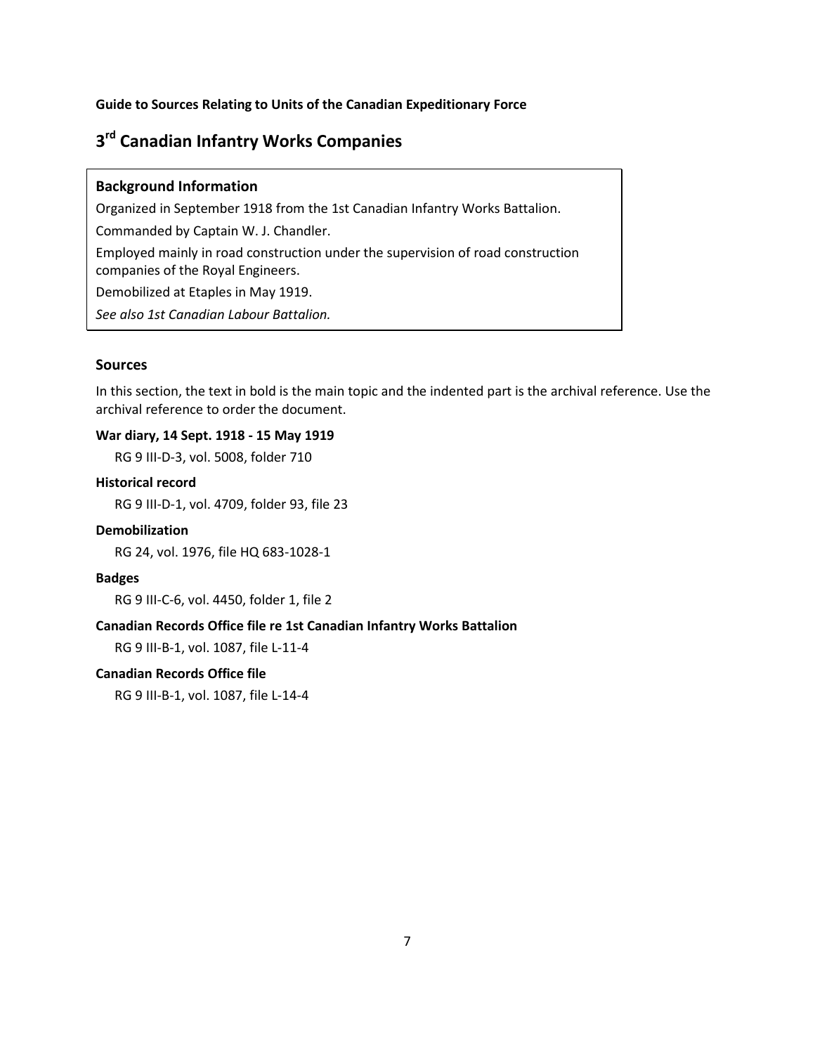**Guide to Sources Relating to Units of the Canadian Expeditionary Force**

# 3rd Canadian Infantry Works Companies

### Background Information

Organized in September 1918 from the 1st Canadian Infantry Works Battalion.

Commanded by Captain W. J. Chandler.

Employed mainly in road construction under the supervision of road construction companies of the Royal Engineers.

Demobilized at Etaples in May 1919.

*See also 1st Canadian Labour Battalion.*

## Sources

In this section, the text in bold is the main topic and the indented part is the archival reference. Use the archival reference to order the document.

**War diary, 14 Sept. 1918 - 15 May 1919**

RG 9 III-D-3, vol. 5008, folder 710

**Historical record**

RG 9 III-D-1, vol. 4709, folder 93, file 23

**Demobilization**

RG 24, vol. 1976, file HQ 683-1028-1

**Badges**

RG 9 III-C-6, vol. 4450, folder 1, file 2

**Canadian Records Office file re 1st Canadian Infantry Works Battalion**

RG 9 III-B-1, vol. 1087, file L-11-4

**Canadian Records Office file**

RG 9 III-B-1, vol. 1087, file L-14-4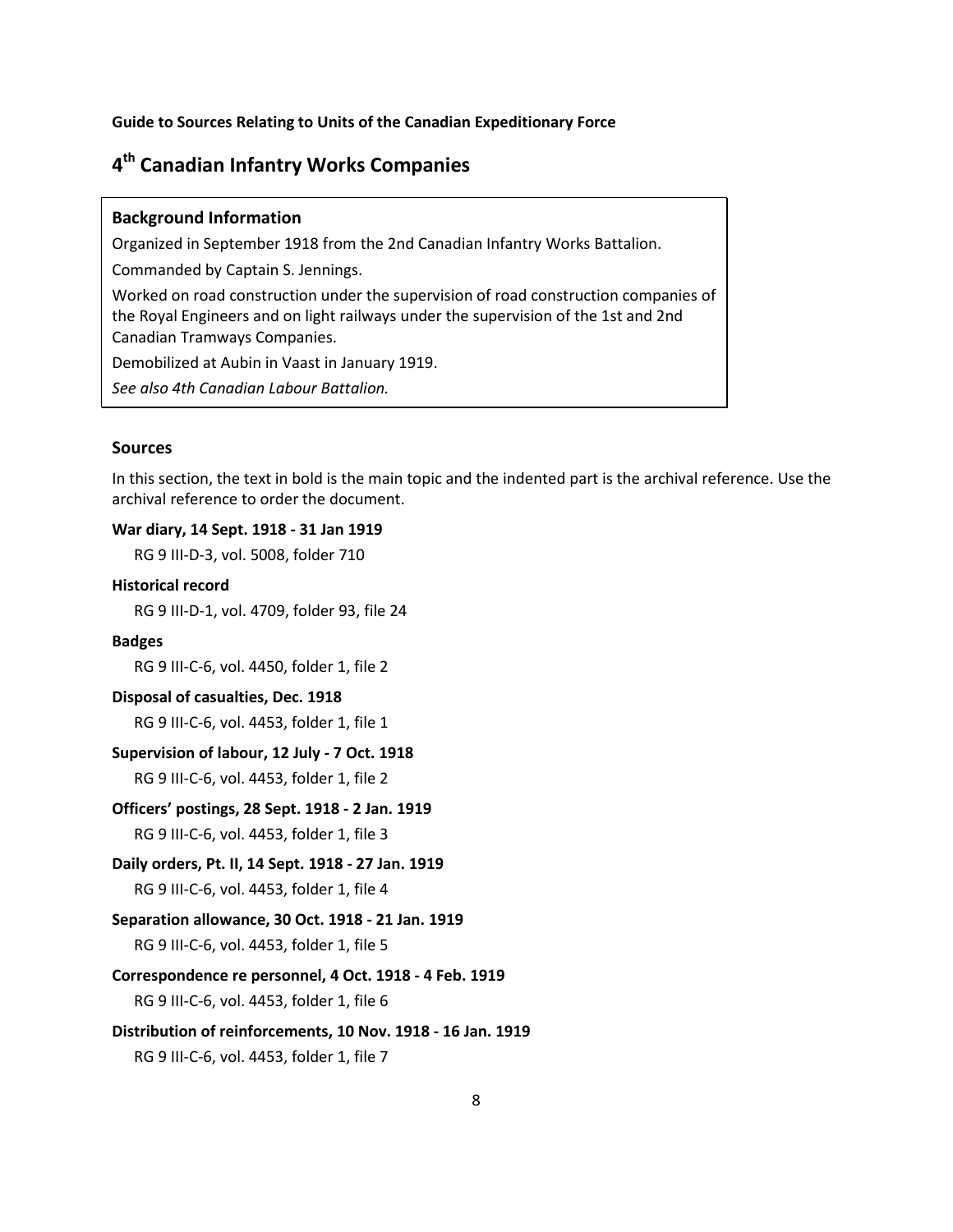**Guide to Sources Relating to Units of the Canadian Expeditionary Force**

# 4th Canadian Infantry Works Companies

### Background Information

Organized in September 1918 from the 2nd Canadian Infantry Works Battalion.

Commanded by Captain S. Jennings.

Worked on road construction under the supervision of road construction companies of the Royal Engineers and on light railways under the supervision of the 1st and 2nd Canadian Tramways Companies.

Demobilized at Aubin in Vaast in January 1919.

*See also 4th Canadian Labour Battalion.*

## Sources

In this section, the text in bold is the main topic and the indented part is the archival reference. Use the archival reference to order the document.

**War diary, 14 Sept. 1918 - 31 Jan 1919**

RG 9 III-D-3, vol. 5008, folder 710

**Historical record**

RG 9 III-D-1, vol. 4709, folder 93, file 24

**Badges**

RG 9 III-C-6, vol. 4450, folder 1, file 2

**Disposal of casualties, Dec. 1918**

RG 9 III-C-6, vol. 4453, folder 1, file 1

**Supervision of labour, 12 July - 7 Oct. 1918**

RG 9 III-C-6, vol. 4453, folder 1, file 2

**Officers' postings, 28 Sept. 1918 - 2 Jan. 1919**

RG 9 III-C-6, vol. 4453, folder 1, file 3

**Daily orders, Pt. II, 14 Sept. 1918 - 27 Jan. 1919**

RG 9 III-C-6, vol. 4453, folder 1, file 4

**Separation allowance, 30 Oct. 1918 - 21 Jan. 1919**

RG 9 III-C-6, vol. 4453, folder 1, file 5

**Correspondence re personnel, 4 Oct. 1918 - 4 Feb. 1919**

RG 9 III-C-6, vol. 4453, folder 1, file 6

**Distribution of reinforcements, 10 Nov. 1918 - 16 Jan. 1919**

RG 9 III-C-6, vol. 4453, folder 1, file 7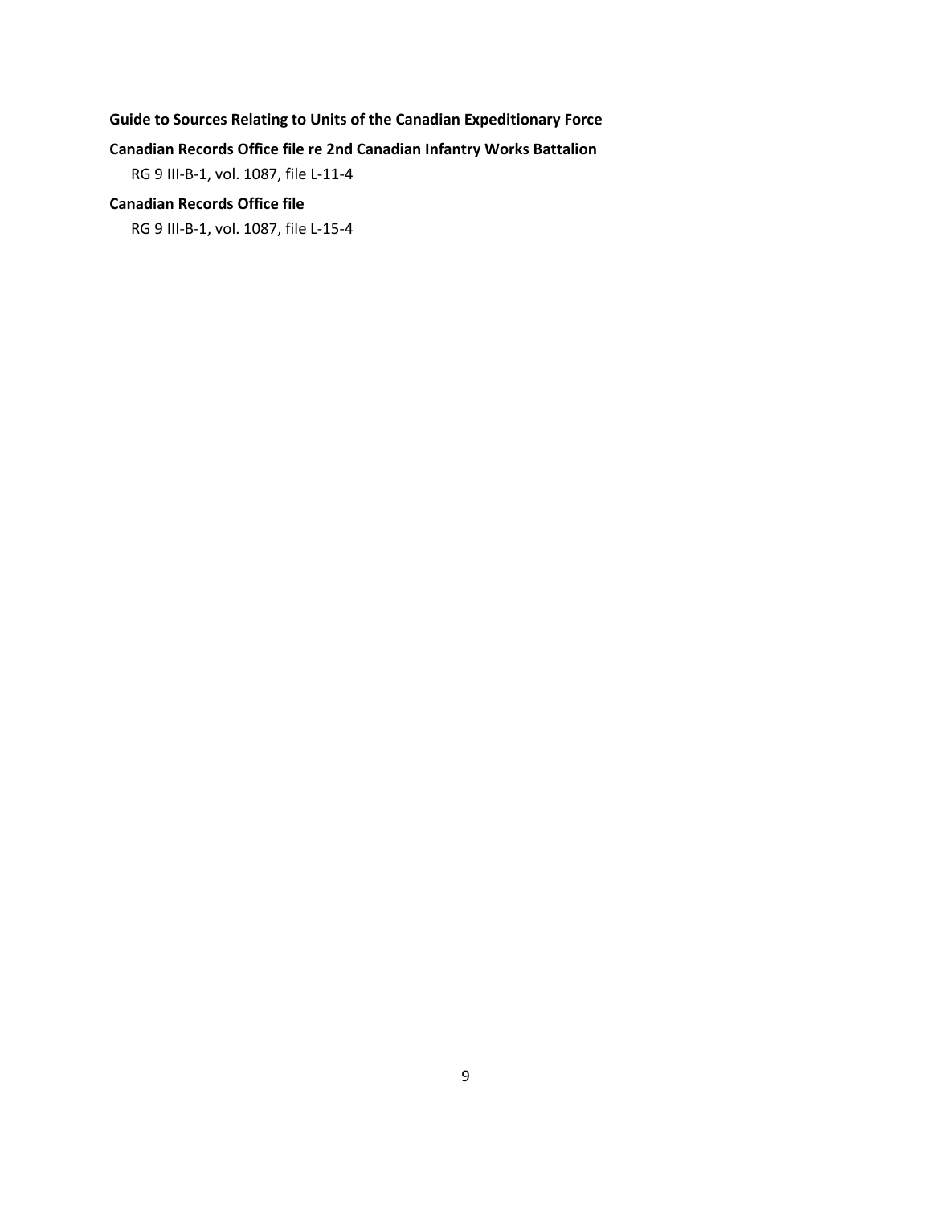**Guide to Sources Relating to Units of the Canadian Expeditionary Force**

**Canadian Records Office file re 2nd Canadian Infantry Works Battalion**

RG 9 III-B-1, vol. 1087, file L-11-4

**Canadian Records Office file**

RG 9 III-B-1, vol. 1087, file L-15-4